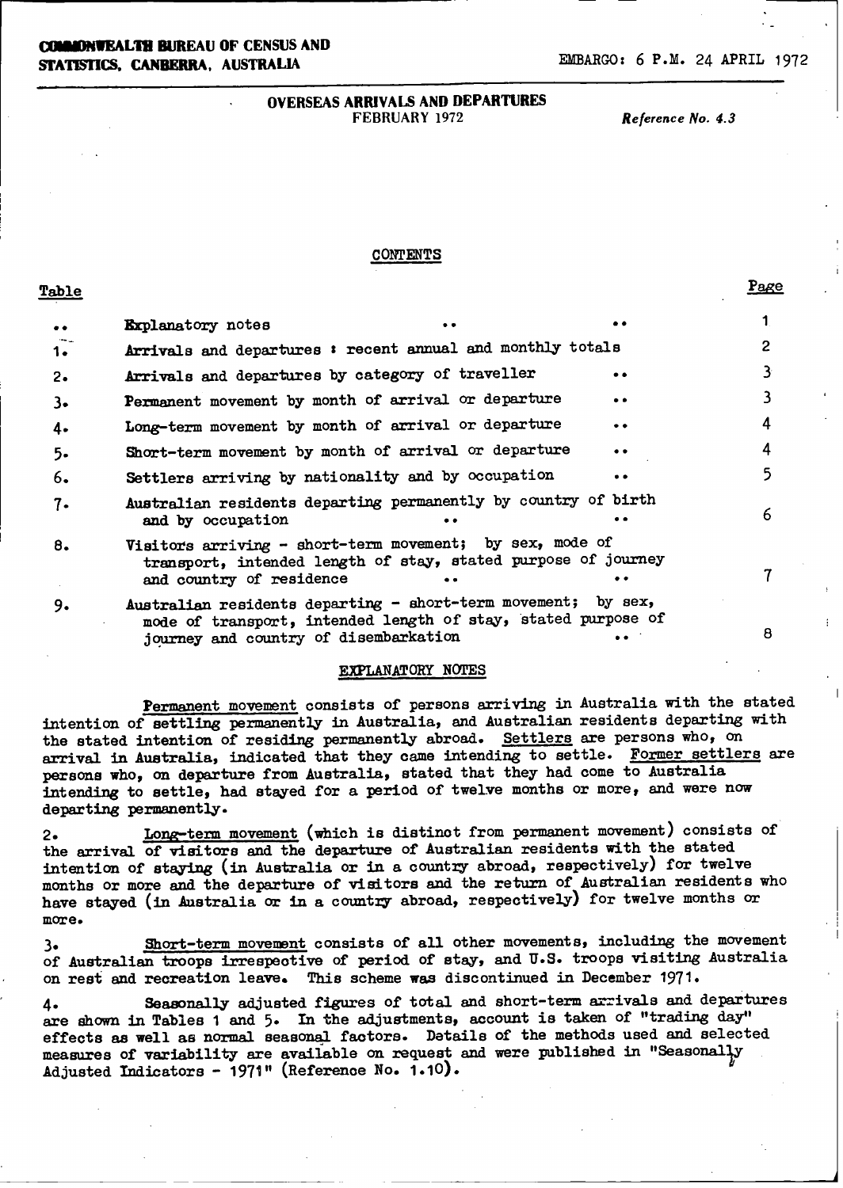**COMMONWEALTH BUREAU OF CENSUS AND STATISTICS, CANBERRA, AUSTRALIA**

EMBARGO: 6 P.M. 24 APRIL 1972

# OVERSEAS ARRIVALS AND DEPARTURES

FEBRUARY 1972

*Reference No. 4.3*

## CONTENTS

| Table | | Page |
|---|---|---|
| .. | Explanatory notes .. .. | 1 |
| 1. | Arrivals and departures : recent annual and monthly totals | 2 |
| 2. | Arrivals and departures by category of traveller .. | 3 |
| 3. | Permanent movement by month of arrival or departure .. | 3 |
| 4. | Long-term movement by month of arrival or departure .. | 4 |
| 5. | Short-term movement by month of arrival or departure .. | 4 |
| 6. | Settlers arriving by nationality and by occupation .. | 5 |
| 7. | Australian residents departing permanently by country of birth and by occupation .. .. | 6 |
| 8. | Visitors arriving - short-term movement; by sex, mode of transport, intended length of stay, stated purpose of journey and country of residence .. .. | 7 |
| 9. | Australian residents departing - short-term movement; by sex, mode of transport, intended length of stay, stated purpose of journey and country of disembarkation .. | 8 |

## EXPLANATORY NOTES

<u>Permanent movement</u> consists of persons arriving in Australia with the stated intention of settling permanently in Australia, and Australian residents departing with the stated intention of residing permanently abroad. <u>Settlers</u> are persons who, on arrival in Australia, indicated that they came intending to settle. <u>Former settlers</u> are persons who, on departure from Australia, stated that they had come to Australia intending to settle, had stayed for a period of twelve months or more, and were now departing permanently.

2. <u>Long-term movement</u> (which is distinct from permanent movement) consists of the arrival of visitors and the departure of Australian residents with the stated intention of staying (in Australia or in a country abroad, respectively) for twelve months or more and the departure of visitors and the return of Australian residents who have stayed (in Australia or in a country abroad, respectively) for twelve months or more.

3. <u>Short-term movement</u> consists of all other movements, including the movement of Australian troops irrespective of period of stay, and U.S. troops visiting Australia on rest and recreation leave. This scheme was discontinued in December 1971.

4. Seasonally adjusted figures of total and short-term arrivals and departures are shown in Tables 1 and 5. In the adjustments, account is taken of "trading day" effects as well as normal seasonal factors. Details of the methods used and selected measures of variability are available on request and were published in "Seasonally Adjusted Indicators - 1971" (Reference No. 1.10).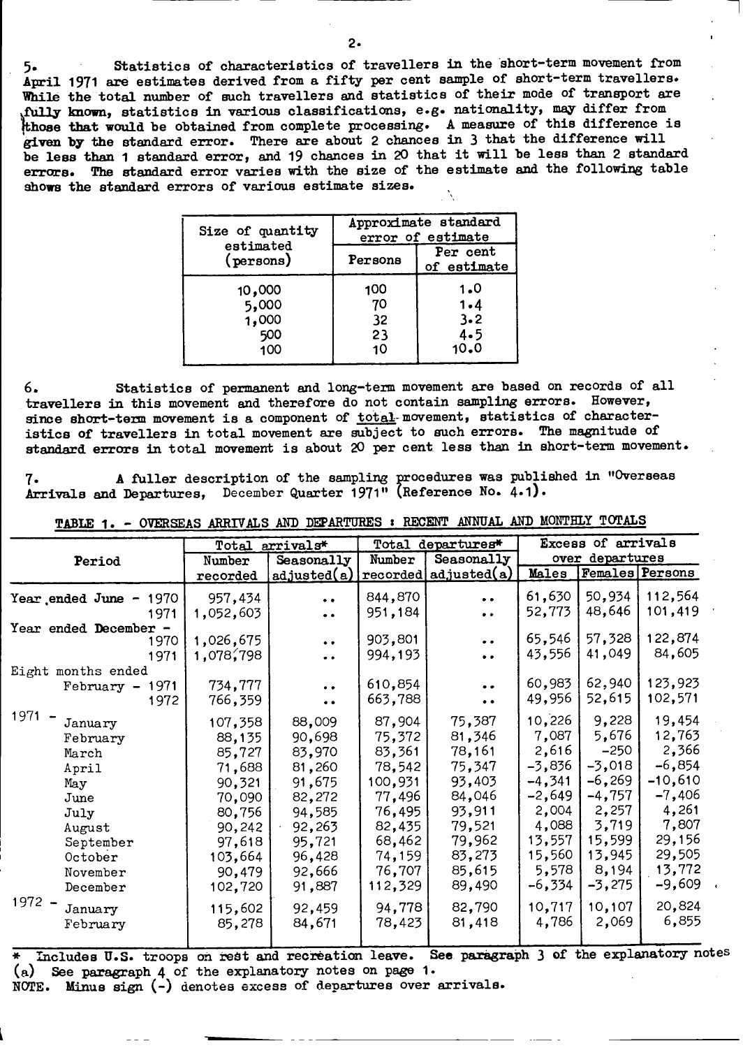5. Statistics of characteristics of travellers in the short-term movement from April 1971 are estimates derived from a fifty per cent sample of short-term travellers. While the total number of such travellers and statistics of their mode of transport are fully known, statistics in various classifications, e.g. nationality, may differ from those that would be obtained from complete processing. A measure of this difference is given by the standard error. There are about 2 chances in 3 that the difference will be less than 1 standard error, and 19 chances in 20 that it will be less than 2 standard errors. The standard error varies with the size of the estimate and the following table shows the standard errors of various estimate sizes.

| Size of quantity estimated (persons) | Approximate standard error of estimate | |
|---|---|---|
| | Persons | Per cent of estimate |
| 10,000 | 100 | 1.0 |
| 5,000 | 70 | 1.4 |
| 1,000 | 32 | 3.2 |
| 500 | 23 | 4.5 |
| 100 | 10 | 10.0 |

6. Statistics of permanent and long-term movement are based on records of all travellers in this movement and therefore do not contain sampling errors. However, since short-term movement is a component of total movement, statistics of characteristics of travellers in total movement are subject to such errors. The magnitude of standard errors in total movement is about 20 per cent less than in short-term movement.

7. A fuller description of the sampling procedures was published in "Overseas Arrivals and Departures, December Quarter 1971" (Reference No. 4.1).

## TABLE 1. - OVERSEAS ARRIVALS AND DEPARTURES : RECENT ANNUAL AND MONTHLY TOTALS

| Period | Total arrivals* | | Total departures* | | Excess of arrivals over departures | | |
|---|---|---|---|---|---|---|---|
| | Number recorded | Seasonally adjusted(a) | Number recorded | Seasonally adjusted(a) | Males | Females | Persons |
| Year ended June - 1970 | 957,434 | .. | 844,870 | .. | 61,630 | 50,934 | 112,564 |
| 1971 | 1,052,603 | .. | 951,184 | .. | 52,773 | 48,646 | 101,419 |
| Year ended December - 1970 | 1,026,675 | .. | 903,801 | .. | 65,546 | 57,328 | 122,874 |
| 1971 | 1,078,798 | .. | 994,193 | .. | 43,556 | 41,049 | 84,605 |
| Eight months ended February - 1971 | 734,777 | .. | 610,854 | .. | 60,983 | 62,940 | 123,923 |
| 1972 | 766,359 | .. | 663,788 | .. | 49,956 | 52,615 | 102,571 |
| 1971 - January | 107,358 | 88,009 | 87,904 | 75,387 | 10,226 | 9,228 | 19,454 |
| February | 88,135 | 90,698 | 75,372 | 81,346 | 7,087 | 5,676 | 12,763 |
| March | 85,727 | 83,970 | 83,361 | 78,161 | 2,616 | -250 | 2,366 |
| April | 71,688 | 81,260 | 78,542 | 75,347 | -3,836 | -3,018 | -6,854 |
| May | 90,321 | 91,675 | 100,931 | 93,403 | -4,341 | -6,269 | -10,610 |
| June | 70,090 | 82,272 | 77,496 | 84,046 | -2,649 | -4,757 | -7,406 |
| July | 80,756 | 94,585 | 76,495 | 93,911 | 2,004 | 2,257 | 4,261 |
| August | 90,242 | 92,263 | 82,435 | 79,521 | 4,088 | 3,719 | 7,807 |
| September | 97,618 | 95,721 | 68,462 | 79,962 | 13,557 | 15,599 | 29,156 |
| October | 103,664 | 96,428 | 74,159 | 83,273 | 15,560 | 13,945 | 29,505 |
| November | 90,479 | 92,666 | 76,707 | 85,615 | 5,578 | 8,194 | 13,772 |
| December | 102,720 | 91,887 | 112,329 | 89,490 | -6,334 | -3,275 | -9,609 |
| 1972 - January | 115,602 | 92,459 | 94,778 | 82,790 | 10,717 | 10,107 | 20,824 |
| February | 85,278 | 84,671 | 78,423 | 81,418 | 4,786 | 2,069 | 6,855 |

\* Includes U.S. troops on rest and recreation leave. See paragraph 3 of the explanatory notes
(a) See paragraph 4 of the explanatory notes on page 1.
NOTE. Minus sign (-) denotes excess of departures over arrivals.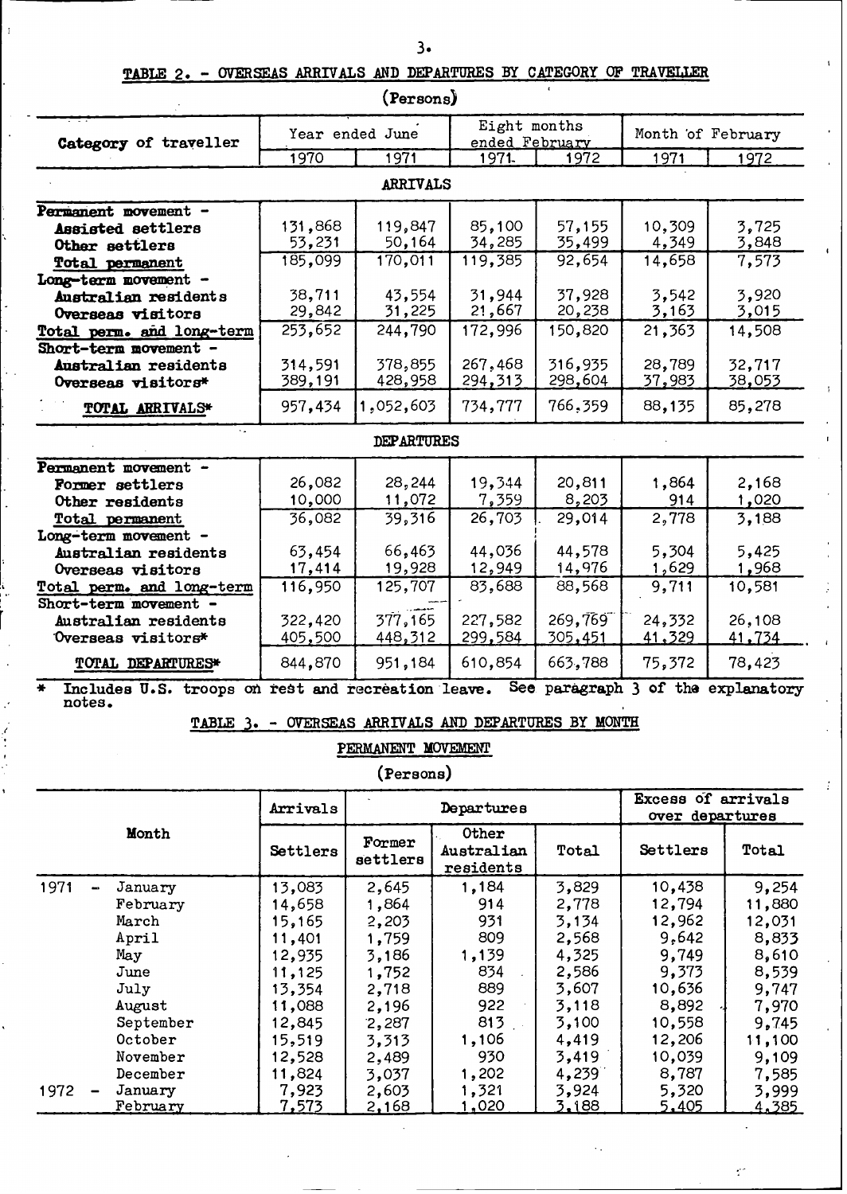## TABLE 2. - OVERSEAS ARRIVALS AND DEPARTURES BY CATEGORY OF TRAVELLER

(Persons)

| Category of traveller | Year ended June | | Eight months ended February | | Month of February | |
|---|---|---|---|---|---|---|
| | 1970 | 1971 | 1971 | 1972 | 1971 | 1972 |
| **ARRIVALS** | | | | | | |
| **Permanent movement -** | | | | | | |
| **Assisted settlers** | 131,868 | 119,847 | 85,100 | 57,155 | 10,309 | 3,725 |
| **Other settlers** | 53,231 | 50,164 | 34,285 | 35,499 | 4,349 | 3,848 |
| **Total permanent** | 185,099 | 170,011 | 119,385 | 92,654 | 14,658 | 7,573 |
| **Long-term movement -** | | | | | | |
| **Australian residents** | 38,711 | 43,554 | 31,944 | 37,928 | 3,542 | 3,920 |
| **Overseas visitors** | 29,842 | 31,225 | 21,667 | 20,238 | 3,163 | 3,015 |
| **Total perm. and long-term** | 253,652 | 244,790 | 172,996 | 150,820 | 21,363 | 14,508 |
| **Short-term movement -** | | | | | | |
| **Australian residents** | 314,591 | 378,855 | 267,468 | 316,935 | 28,789 | 32,717 |
| **Overseas visitors*** | 389,191 | 428,958 | 294,313 | 298,604 | 37,983 | 38,053 |
| **TOTAL ARRIVALS*** | 957,434 | 1,052,603 | 734,777 | 766,359 | 88,135 | 85,278 |
| **DEPARTURES** | | | | | | |
| **Permanent movement -** | | | | | | |
| **Former settlers** | 26,082 | 28,244 | 19,344 | 20,811 | 1,864 | 2,168 |
| Other residents | 10,000 | 11,072 | 7,359 | 8,203 | 914 | 1,020 |
| **Total permanent** | 36,082 | 39,316 | 26,703 | 29,014 | 2,778 | 3,188 |
| **Long-term movement -** | | | | | | |
| Australian residents | 63,454 | 66,463 | 44,036 | 44,578 | 5,304 | 5,425 |
| Overseas visitors | 17,414 | 19,928 | 12,949 | 14,976 | 1,629 | 1,968 |
| **Total perm. and long-term** | 116,950 | 125,707 | 83,688 | 88,568 | 9,711 | 10,581 |
| **Short-term movement -** | | | | | | |
| Australian residents | 322,420 | 377,165 | 227,582 | 269,769 | 24,332 | 26,108 |
| Overseas visitors* | 405,500 | 448,312 | 299,584 | 305,451 | 41,329 | 41,734 |
| **TOTAL DEPARTURES*** | 844,870 | 951,184 | 610,854 | 663,788 | 75,372 | 78,423 |

\* Includes U.S. troops on rest and recreation leave. See paragraph 3 of the explanatory notes.

## TABLE 3. - OVERSEAS ARRIVALS AND DEPARTURES BY MONTH

PERMANENT MOVEMENT

(Persons)

| Month | Arrivals | Departures | | | Excess of arrivals over departures | |
|---|---|---|---|---|---|---|
| | Settlers | Former settlers | Other Australian residents | Total | Settlers | Total |
| 1971 - January | 13,083 | 2,645 | 1,184 | 3,829 | 10,438 | 9,254 |
| February | 14,658 | 1,864 | 914 | 2,778 | 12,794 | 11,880 |
| March | 15,165 | 2,203 | 931 | 3,134 | 12,962 | 12,031 |
| April | 11,401 | 1,759 | 809 | 2,568 | 9,642 | 8,833 |
| May | 12,935 | 3,186 | 1,139 | 4,325 | 9,749 | 8,610 |
| June | 11,125 | 1,752 | 834 | 2,586 | 9,373 | 8,539 |
| July | 13,354 | 2,718 | 889 | 3,607 | 10,636 | 9,747 |
| August | 11,088 | 2,196 | 922 | 3,118 | 8,892 | 7,970 |
| September | 12,845 | 2,287 | 813 | 3,100 | 10,558 | 9,745 |
| October | 15,519 | 3,313 | 1,106 | 4,419 | 12,206 | 11,100 |
| November | 12,528 | 2,489 | 930 | 3,419 | 10,039 | 9,109 |
| December | 11,824 | 3,037 | 1,202 | 4,239 | 8,787 | 7,585 |
| 1972 - January | 7,923 | 2,603 | 1,321 | 3,924 | 5,320 | 3,999 |
| February | 7,573 | 2,168 | 1,020 | 3,188 | 5,405 | 4,385 |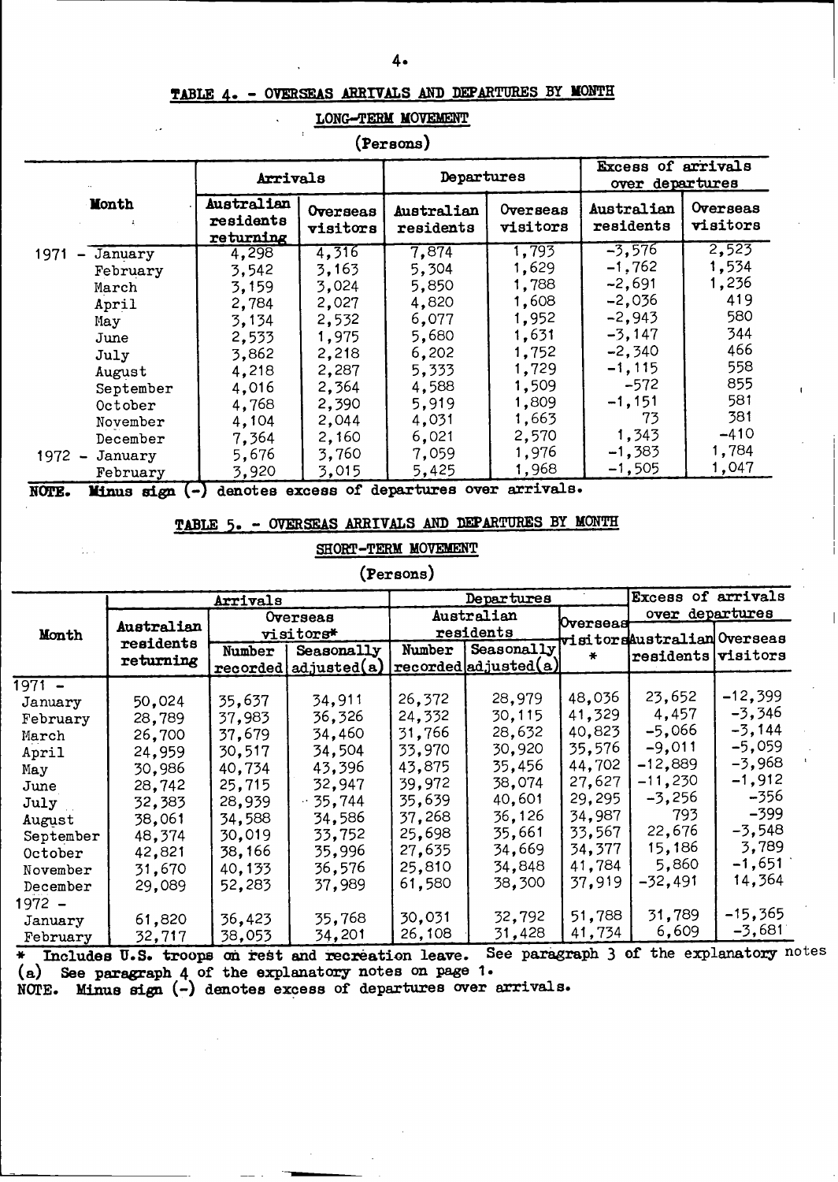## TABLE 4. - OVERSEAS ARRIVALS AND DEPARTURES BY MONTH

### LONG-TERM MOVEMENT

(Persons)

| Month | Arrivals | | Departures | | Excess of arrivals over departures | |
|---|---|---|---|---|---|---|
| | Australian residents returning | Overseas visitors | Australian residents | Overseas visitors | Australian residents | Overseas visitors |
| 1971 - January | 4,298 | 4,316 | 7,874 | 1,793 | -3,576 | 2,523 |
| February | 3,542 | 3,163 | 5,304 | 1,629 | -1,762 | 1,534 |
| March | 3,159 | 3,024 | 5,850 | 1,788 | -2,691 | 1,236 |
| April | 2,784 | 2,027 | 4,820 | 1,608 | -2,036 | 419 |
| May | 3,134 | 2,532 | 6,077 | 1,952 | -2,943 | 580 |
| June | 2,533 | 1,975 | 5,680 | 1,631 | -3,147 | 344 |
| July | 3,862 | 2,218 | 6,202 | 1,752 | -2,340 | 466 |
| August | 4,218 | 2,287 | 5,333 | 1,729 | -1,115 | 558 |
| September | 4,016 | 2,364 | 4,588 | 1,509 | -572 | 855 |
| October | 4,768 | 2,390 | 5,919 | 1,809 | -1,151 | 581 |
| November | 4,104 | 2,044 | 4,031 | 1,663 | 73 | 381 |
| December | 7,364 | 2,160 | 6,021 | 2,570 | 1,343 | -410 |
| 1972 - January | 5,676 | 3,760 | 7,059 | 1,976 | -1,383 | 1,784 |
| February | 3,920 | 3,015 | 5,425 | 1,968 | -1,505 | 1,047 |

**NOTE.** Minus sign (-) denotes excess of departures over arrivals.

## TABLE 5. - OVERSEAS ARRIVALS AND DEPARTURES BY MONTH

### SHORT-TERM MOVEMENT

(Persons)

| Month | Arrivals | | | Departures | | | Excess of arrivals over departures | |
|---|---|---|---|---|---|---|---|---|
| | Australian residents returning | Overseas visitors* | | Australian residents | | Overseas visitors * | Australian residents | Overseas visitors |
| | | Number recorded | Seasonally adjusted(a) | Number recorded | Seasonally adjusted(a) | | | |
| 1971 - | | | | | | | | |
| January | 50,024 | 35,637 | 34,911 | 26,372 | 28,979 | 48,036 | 23,652 | -12,399 |
| February | 28,789 | 37,983 | 36,326 | 24,332 | 30,115 | 41,329 | 4,457 | -3,346 |
| March | 26,700 | 37,679 | 34,460 | 31,766 | 28,632 | 40,823 | -5,066 | -3,144 |
| April | 24,959 | 30,517 | 34,504 | 33,970 | 30,920 | 35,576 | -9,011 | -5,059 |
| May | 30,986 | 40,734 | 43,396 | 43,875 | 35,456 | 44,702 | -12,889 | -3,968 |
| June | 28,742 | 25,715 | 32,947 | 39,972 | 38,074 | 27,627 | -11,230 | -1,912 |
| July | 32,383 | 28,939 | 35,744 | 35,639 | 40,601 | 29,295 | -3,256 | -356 |
| August | 38,061 | 34,588 | 34,586 | 37,268 | 36,126 | 34,987 | 793 | -399 |
| September | 48,374 | 30,019 | 33,752 | 25,698 | 35,661 | 33,567 | 22,676 | -3,548 |
| October | 42,821 | 38,166 | 35,996 | 27,635 | 34,669 | 34,377 | 15,186 | 3,789 |
| November | 31,670 | 40,133 | 36,576 | 25,810 | 34,848 | 41,784 | 5,860 | -1,651 |
| December | 29,089 | 52,283 | 37,989 | 61,580 | 38,300 | 37,919 | -32,491 | 14,364 |
| 1972 - | | | | | | | | |
| January | 61,820 | 36,423 | 35,768 | 30,031 | 32,792 | 51,788 | 31,789 | -15,365 |
| February | 32,717 | 38,053 | 34,201 | 26,108 | 31,428 | 41,734 | 6,609 | -3,681 |

\* Includes U.S. troops on rest and recreation leave. See paragraph 3 of the explanatory notes

(a) See paragraph 4 of the explanatory notes on page 1.

NOTE. Minus sign (-) denotes excess of departures over arrivals.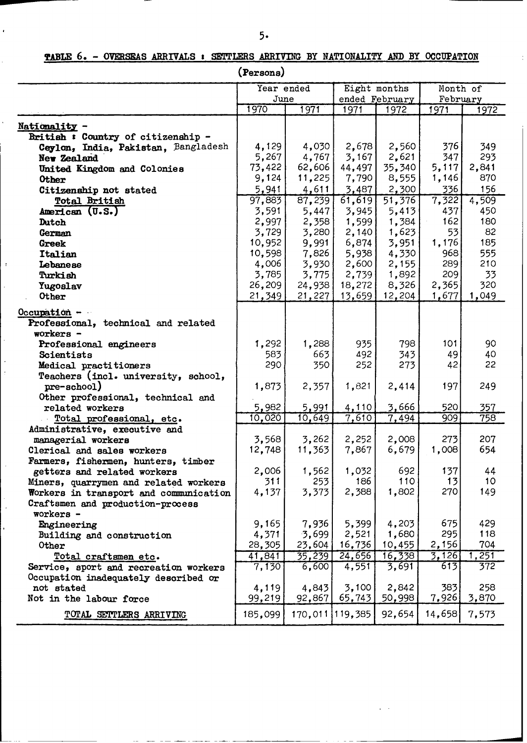## TABLE 6. - OVERSEAS ARRIVALS : SETTLERS ARRIVING BY NATIONALITY AND BY OCCUPATION

(Persons)

| | Year ended June | | Eight months ended February | | Month of February | |
|---|---|---|---|---|---|---|
| | 1970 | 1971 | 1971 | 1972 | 1971 | 1972 |
| **Nationality -** | | | | | | |
| British : Country of citizenship - | | | | | | |
| Ceylon, India, Pakistan, Bangladesh | 4,129 | 4,030 | 2,678 | 2,560 | 376 | 349 |
| New Zealand | 5,267 | 4,767 | 3,167 | 2,621 | 347 | 293 |
| United Kingdom and Colonies | 73,422 | 62,606 | 44,497 | 35,340 | 5,117 | 2,841 |
| Other | 9,124 | 11,225 | 7,790 | 8,555 | 1,146 | 870 |
| Citizenship not stated | 5,941 | 4,611 | 3,487 | 2,300 | 336 | 156 |
| Total British | 97,883 | 87,239 | 61,619 | 51,376 | 7,322 | 4,509 |
| American (U.S.) | 3,591 | 5,447 | 3,945 | 5,413 | 437 | 450 |
| Dutch | 2,997 | 2,358 | 1,599 | 1,384 | 162 | 180 |
| German | 3,729 | 3,280 | 2,140 | 1,623 | 53 | 82 |
| Greek | 10,952 | 9,991 | 6,874 | 3,951 | 1,176 | 185 |
| Italian | 10,598 | 7,826 | 5,938 | 4,330 | 968 | 555 |
| Lebanese | 4,006 | 3,930 | 2,600 | 2,155 | 289 | 210 |
| Turkish | 3,785 | 3,775 | 2,739 | 1,892 | 209 | 33 |
| Yugoslav | 26,209 | 24,938 | 18,272 | 8,326 | 2,365 | 320 |
| Other | 21,349 | 21,227 | 13,659 | 12,204 | 1,677 | 1,049 |
| **Occupation -** | | | | | | |
| Professional, technical and related workers - | | | | | | |
| Professional engineers | 1,292 | 1,288 | 935 | 798 | 101 | 90 |
| Scientists | 583 | 663 | 492 | 343 | 49 | 40 |
| Medical practitioners | 290 | 350 | 252 | 273 | 42 | 22 |
| Teachers (incl. university, school, pre-school) | 1,873 | 2,357 | 1,821 | 2,414 | 197 | 249 |
| Other professional, technical and related workers | 5,982 | 5,991 | 4,110 | 3,666 | 520 | 357 |
| Total professional, etc. | 10,020 | 10,649 | 7,610 | 7,494 | 909 | 758 |
| Administrative, executive and managerial workers | 3,568 | 3,262 | 2,252 | 2,008 | 273 | 207 |
| Clerical and sales workers | 12,748 | 11,363 | 7,867 | 6,679 | 1,008 | 654 |
| Farmers, fishermen, hunters, timber getters and related workers | 2,006 | 1,562 | 1,032 | 692 | 137 | 44 |
| Miners, quarrymen and related workers | 311 | 253 | 186 | 110 | 13 | 10 |
| Workers in transport and communication | 4,137 | 3,373 | 2,388 | 1,802 | 270 | 149 |
| Craftsmen and production-process workers - | | | | | | |
| Engineering | 9,165 | 7,936 | 5,399 | 4,203 | 675 | 429 |
| Building and construction | 4,371 | 3,699 | 2,521 | 1,680 | 295 | 118 |
| Other | 28,305 | 23,604 | 16,736 | 10,455 | 2,156 | 704 |
| Total craftsmen etc. | 41,841 | 35,239 | 24,656 | 16,338 | 3,126 | 1,251 |
| Service, sport and recreation workers | 7,130 | 6,600 | 4,551 | 3,691 | 613 | 372 |
| Occupation inadequately described or not stated | 4,119 | 4,843 | 3,100 | 2,842 | 383 | 258 |
| Not in the labour force | 99,219 | 92,867 | 65,743 | 50,998 | 7,926 | 3,870 |
| TOTAL SETTLERS ARRIVING | 185,099 | 170,011 | 119,385 | 92,654 | 14,658 | 7,573 |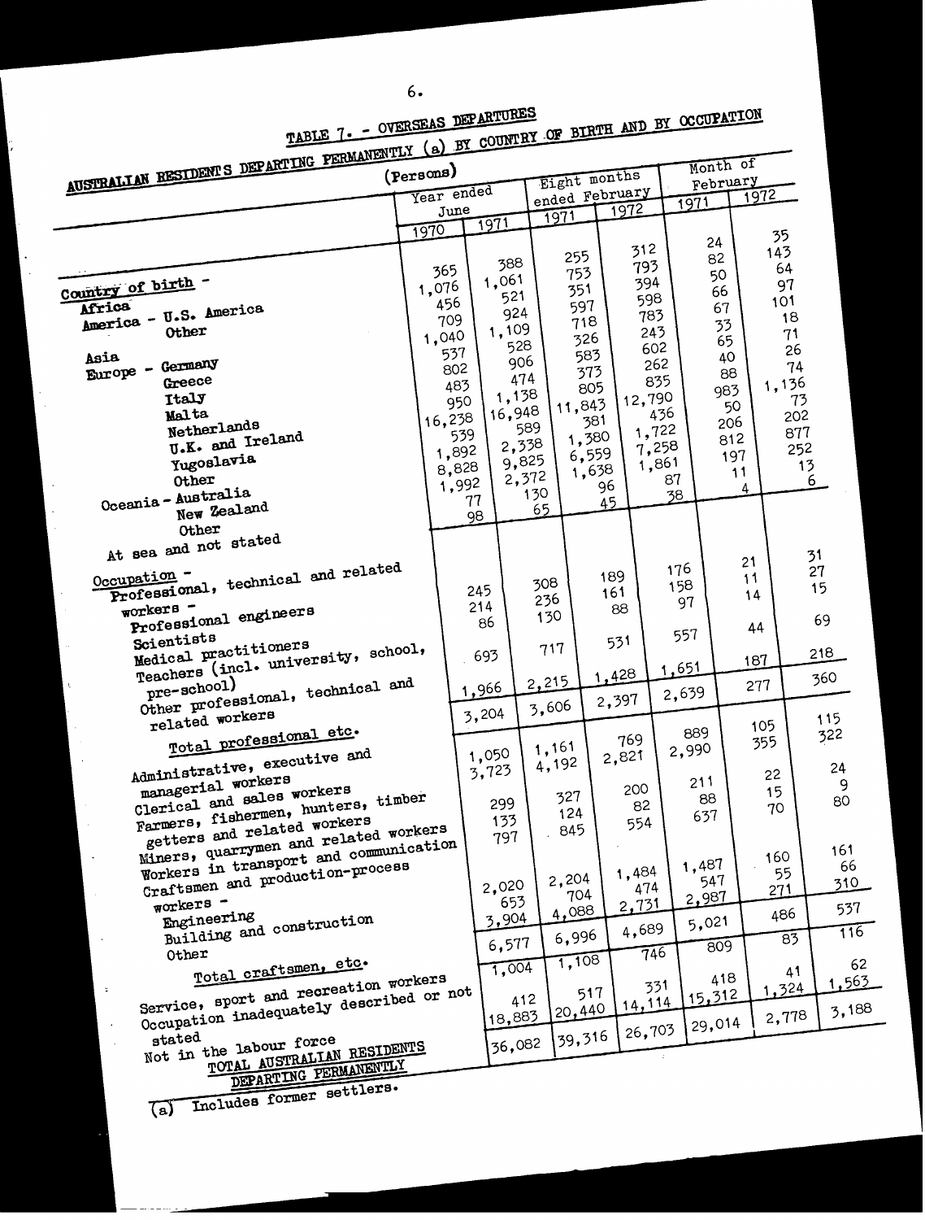## TABLE 7. - OVERSEAS DEPARTURES

### AUSTRALIAN RESIDENTS DEPARTING PERMANENTLY (a) BY COUNTRY OF BIRTH AND BY OCCUPATION

(Persons)

| | Year ended June | | Eight months ended February | | Month of February | |
|---|---|---|---|---|---|---|
| | 1970 | 1971 | 1971 | 1972 | 1971 | 1972 |
| **Country of birth -** | | | | | | |
| Africa | 365 | 388 | 255 | 312 | 24 | 35 |
| America - U.S. America | 1,076 | 1,061 | 753 | 793 | 82 | 143 |
| Other | 456 | 521 | 351 | 394 | 50 | 64 |
| Asia | 709 | 924 | 597 | 598 | 66 | 97 |
| Europe - Germany | 1,040 | 1,109 | 718 | 783 | 67 | 101 |
| Greece | 537 | 528 | 326 | 243 | 33 | 18 |
| Italy | 802 | 906 | 583 | 602 | 65 | 71 |
| Malta | 483 | 474 | 373 | 262 | 40 | 26 |
| Netherlands | 950 | 1,138 | 805 | 835 | 88 | 74 |
| U.K. and Ireland | 16,238 | 16,948 | 11,843 | 12,790 | 983 | 1,136 |
| Yugoslavia | 539 | 589 | 381 | 436 | 50 | 73 |
| Other | 1,892 | 2,338 | 1,380 | 1,722 | 206 | 202 |
| Oceania - Australia | 8,828 | 9,825 | 6,559 | 7,258 | 812 | 877 |
| New Zealand | 1,992 | 2,372 | 1,638 | 1,861 | 197 | 252 |
| Other | 77 | 130 | 96 | 87 | 11 | 13 |
| At sea and not stated | 98 | 65 | 45 | 38 | 4 | 6 |
| **Occupation -** | | | | | | |
| Professional, technical and related workers - | | | | | | |
| Professional engineers | 245 | 308 | 189 | 176 | 21 | 31 |
| Scientists | 214 | 236 | 161 | 158 | 11 | 27 |
| Medical practitioners | 86 | 130 | 88 | 97 | 14 | 15 |
| Teachers (incl. university, school, pre-school) | 693 | 717 | 531 | 557 | 44 | 69 |
| Other professional, technical and related workers | 1,966 | 2,215 | 1,428 | 1,651 | 187 | 218 |
| Total professional etc. | 3,204 | 3,606 | 2,397 | 2,639 | 277 | 360 |
| Administrative, executive and managerial workers | 1,050 | 1,161 | 769 | 889 | 105 | 115 |
| Clerical and sales workers | 3,723 | 4,192 | 2,821 | 2,990 | 355 | 322 |
| Farmers, fishermen, hunters, timber getters and related workers | 299 | 327 | 200 | 211 | 22 | 24 |
| Miners, quarrymen and related workers | 133 | 124 | 82 | 88 | 15 | 9 |
| Workers in transport and communication | 797 | 845 | 554 | 637 | 70 | 80 |
| Craftsmen and production-process workers - | | | | | | |
| Engineering | 2,020 | 2,204 | 1,484 | 1,487 | 160 | 161 |
| Building and construction | 653 | 704 | 474 | 547 | 55 | 66 |
| Other | 3,904 | 4,088 | 2,731 | 2,987 | 271 | 310 |
| Total craftsmen, etc. | 6,577 | 6,996 | 4,689 | 5,021 | 486 | 537 |
| Service, sport and recreation workers | 1,004 | 1,108 | 746 | 809 | 83 | 116 |
| Occupation inadequately described or not stated | 412 | 517 | 331 | 418 | 41 | 62 |
| Not in the labour force | 18,883 | 20,440 | 14,114 | 15,312 | 1,324 | 1,563 |
| TOTAL AUSTRALIAN RESIDENTS DEPARTING PERMANENTLY | 36,082 | 39,316 | 26,703 | 29,014 | 2,778 | 3,188 |

(a) Includes former settlers.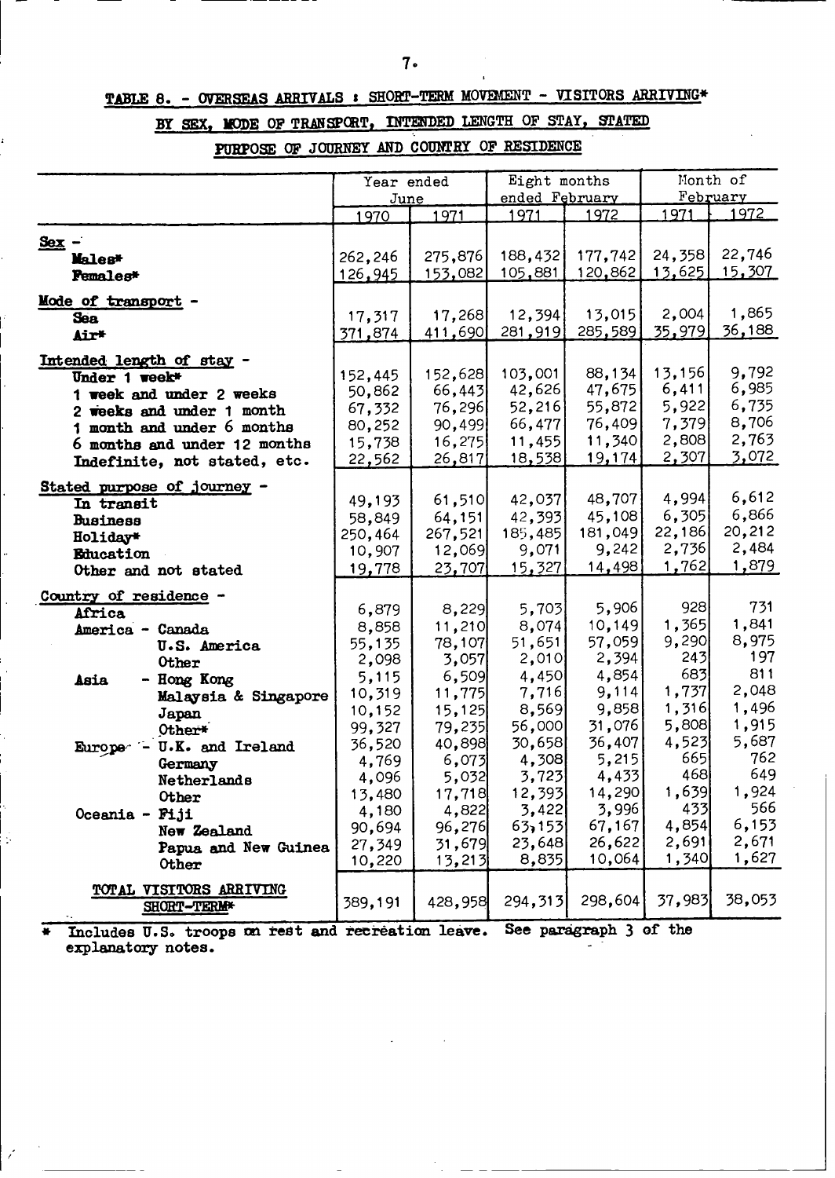## TABLE 8. - OVERSEAS ARRIVALS : SHORT-TERM MOVEMENT - VISITORS ARRIVING* BY SEX, MODE OF TRANSPORT, INTENDED LENGTH OF STAY, STATED PURPOSE OF JOURNEY AND COUNTRY OF RESIDENCE

| | Year ended June | | Eight months ended February | | Month of February | |
|---|---|---|---|---|---|---|
| | 1970 | 1971 | 1971 | 1972 | 1971 | 1972 |
| **Sex -** | | | | | | |
| Males* | 262,246 | 275,876 | 188,432 | 177,742 | 24,358 | 22,746 |
| Females* | 126,945 | 153,082 | 105,881 | 120,862 | 13,625 | 15,307 |
| **Mode of transport -** | | | | | | |
| Sea | 17,317 | 17,268 | 12,394 | 13,015 | 2,004 | 1,865 |
| Air* | 371,874 | 411,690 | 281,919 | 285,589 | 35,979 | 36,188 |
| **Intended length of stay -** | | | | | | |
| Under 1 week* | 152,445 | 152,628 | 103,001 | 88,134 | 13,156 | 9,792 |
| 1 week and under 2 weeks | 50,862 | 66,443 | 42,626 | 47,675 | 6,411 | 6,985 |
| 2 weeks and under 1 month | 67,332 | 76,296 | 52,216 | 55,872 | 5,922 | 6,735 |
| 1 month and under 6 months | 80,252 | 90,499 | 66,477 | 76,409 | 7,379 | 8,706 |
| 6 months and under 12 months | 15,738 | 16,275 | 11,455 | 11,340 | 2,808 | 2,763 |
| Indefinite, not stated, etc. | 22,562 | 26,817 | 18,538 | 19,174 | 2,307 | 3,072 |
| **Stated purpose of journey -** | | | | | | |
| In transit | 49,193 | 61,510 | 42,037 | 48,707 | 4,994 | 6,612 |
| Business | 58,849 | 64,151 | 42,393 | 45,108 | 6,305 | 6,866 |
| Holiday* | 250,464 | 267,521 | 185,485 | 181,049 | 22,186 | 20,212 |
| Education | 10,907 | 12,069 | 9,071 | 9,242 | 2,736 | 2,484 |
| Other and not stated | 19,778 | 23,707 | 15,327 | 14,498 | 1,762 | 1,879 |
| **Country of residence -** | | | | | | |
| Africa | 6,879 | 8,229 | 5,703 | 5,906 | 928 | 731 |
| America - Canada | 8,858 | 11,210 | 8,074 | 10,149 | 1,365 | 1,841 |
| U.S. America | 55,135 | 78,107 | 51,651 | 57,059 | 9,290 | 8,975 |
| Other | 2,098 | 3,057 | 2,010 | 2,394 | 243 | 197 |
| Asia - Hong Kong | 5,115 | 6,509 | 4,450 | 4,854 | 683 | 811 |
| Malaysia & Singapore | 10,319 | 11,775 | 7,716 | 9,114 | 1,737 | 2,048 |
| Japan | 10,152 | 15,125 | 8,569 | 9,858 | 1,316 | 1,496 |
| Other* | 99,327 | 79,235 | 56,000 | 31,076 | 5,808 | 1,915 |
| Europe - U.K. and Ireland | 36,520 | 40,898 | 30,658 | 36,407 | 4,523 | 5,687 |
| Germany | 4,769 | 6,073 | 4,308 | 5,215 | 665 | 762 |
| Netherlands | 4,096 | 5,032 | 3,723 | 4,433 | 468 | 649 |
| Other | 13,480 | 17,718 | 12,393 | 14,290 | 1,639 | 1,924 |
| Oceania - Fiji | 4,180 | 4,822 | 3,422 | 3,996 | 433 | 566 |
| New Zealand | 90,694 | 96,276 | 63,153 | 67,167 | 4,854 | 6,153 |
| Papua and New Guinea | 27,349 | 31,679 | 23,648 | 26,622 | 2,691 | 2,671 |
| Other | 10,220 | 13,213 | 8,835 | 10,064 | 1,340 | 1,627 |
| **TOTAL VISITORS ARRIVING SHORT-TERM*** | 389,191 | 428,958 | 294,313 | 298,604 | 37,983 | 38,053 |

\* Includes U.S. troops on rest and recreation leave. See paragraph 3 of the explanatory notes.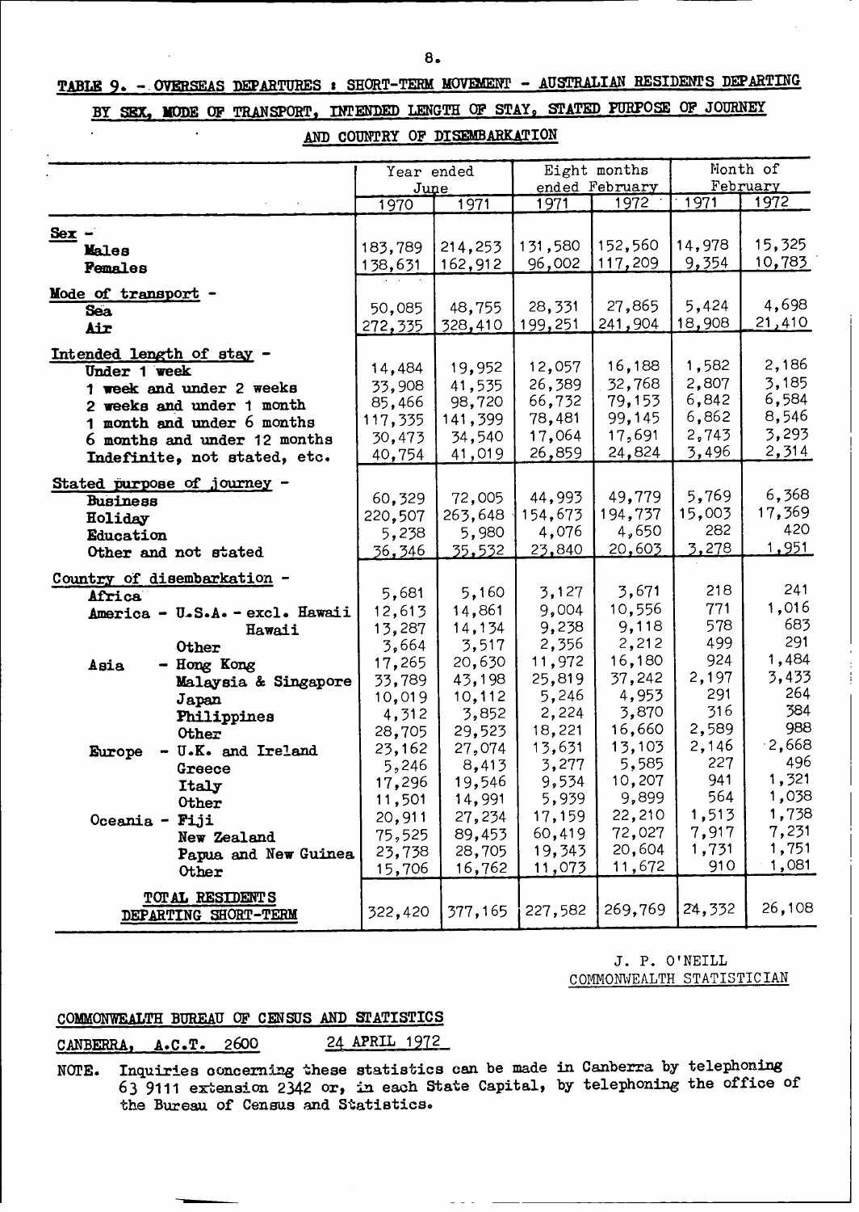## TABLE 9. - OVERSEAS DEPARTURES : SHORT-TERM MOVEMENT - AUSTRALIAN RESIDENTS DEPARTING BY SEX, MODE OF TRANSPORT, INTENDED LENGTH OF STAY, STATED PURPOSE OF JOURNEY AND COUNTRY OF DISEMBARKATION

| | Year ended June | | Eight months ended February | | Month of February | |
|---|---|---|---|---|---|---|
| | 1970 | 1971 | 1971 | 1972 | 1971 | 1972 |
| **Sex -** | | | | | | |
| Males | 183,789 | 214,253 | 131,580 | 152,560 | 14,978 | 15,325 |
| Females | 138,631 | 162,912 | 96,002 | 117,209 | 9,354 | 10,783 |
| **Mode of transport -** | | | | | | |
| Sea | 50,085 | 48,755 | 28,331 | 27,865 | 5,424 | 4,698 |
| Air | 272,335 | 328,410 | 199,251 | 241,904 | 18,908 | 21,410 |
| **Intended length of stay -** | | | | | | |
| Under 1 week | 14,484 | 19,952 | 12,057 | 16,188 | 1,582 | 2,186 |
| 1 week and under 2 weeks | 33,908 | 41,535 | 26,389 | 32,768 | 2,807 | 3,185 |
| 2 weeks and under 1 month | 85,466 | 98,720 | 66,732 | 79,153 | 6,842 | 6,584 |
| 1 month and under 6 months | 117,335 | 141,399 | 78,481 | 99,145 | 6,862 | 8,546 |
| 6 months and under 12 months | 30,473 | 34,540 | 17,064 | 17,691 | 2,743 | 3,293 |
| Indefinite, not stated, etc. | 40,754 | 41,019 | 26,859 | 24,824 | 3,496 | 2,314 |
| **Stated purpose of journey -** | | | | | | |
| Business | 60,329 | 72,005 | 44,993 | 49,779 | 5,769 | 6,368 |
| Holiday | 220,507 | 263,648 | 154,673 | 194,737 | 15,003 | 17,369 |
| Education | 5,238 | 5,980 | 4,076 | 4,650 | 282 | 420 |
| Other and not stated | 36,346 | 35,532 | 23,840 | 20,603 | 3,278 | 1,951 |
| **Country of disembarkation -** | | | | | | |
| Africa | 5,681 | 5,160 | 3,127 | 3,671 | 218 | 241 |
| America - U.S.A. - excl. Hawaii | 12,613 | 14,861 | 9,004 | 10,556 | 771 | 1,016 |
| Hawaii | 13,287 | 14,134 | 9,238 | 9,118 | 578 | 683 |
| Other | 3,664 | 3,517 | 2,356 | 2,212 | 499 | 291 |
| Asia - Hong Kong | 17,265 | 20,630 | 11,972 | 16,180 | 924 | 1,484 |
| Malaysia & Singapore | 33,789 | 43,198 | 25,819 | 37,242 | 2,197 | 3,433 |
| Japan | 10,019 | 10,112 | 5,246 | 4,953 | 291 | 264 |
| Philippines | 4,312 | 3,852 | 2,224 | 3,870 | 316 | 384 |
| Other | 28,705 | 29,523 | 18,221 | 16,660 | 2,589 | 988 |
| Europe - U.K. and Ireland | 23,162 | 27,074 | 13,631 | 13,103 | 2,146 | 2,668 |
| Greece | 5,246 | 8,413 | 3,277 | 5,585 | 227 | 496 |
| Italy | 17,296 | 19,546 | 9,534 | 10,207 | 941 | 1,321 |
| Other | 11,501 | 14,991 | 5,939 | 9,899 | 564 | 1,038 |
| Oceania - Fiji | 20,911 | 27,234 | 17,159 | 22,210 | 1,513 | 1,738 |
| New Zealand | 75,525 | 89,453 | 60,419 | 72,027 | 7,917 | 7,231 |
| Papua and New Guinea | 23,738 | 28,705 | 19,343 | 20,604 | 1,731 | 1,751 |
| Other | 15,706 | 16,762 | 11,073 | 11,672 | 910 | 1,081 |
| TOTAL RESIDENTS DEPARTING SHORT-TERM | 322,420 | 377,165 | 227,582 | 269,769 | 24,332 | 26,108 |

J. P. O'NEILL
COMMONWEALTH STATISTICIAN

COMMONWEALTH BUREAU OF CENSUS AND STATISTICS

CANBERRA, A.C.T. 2600 &emsp; 24 APRIL 1972

NOTE. Inquiries concerning these statistics can be made in Canberra by telephoning 63 9111 extension 2342 or, in each State Capital, by telephoning the office of the Bureau of Census and Statistics.